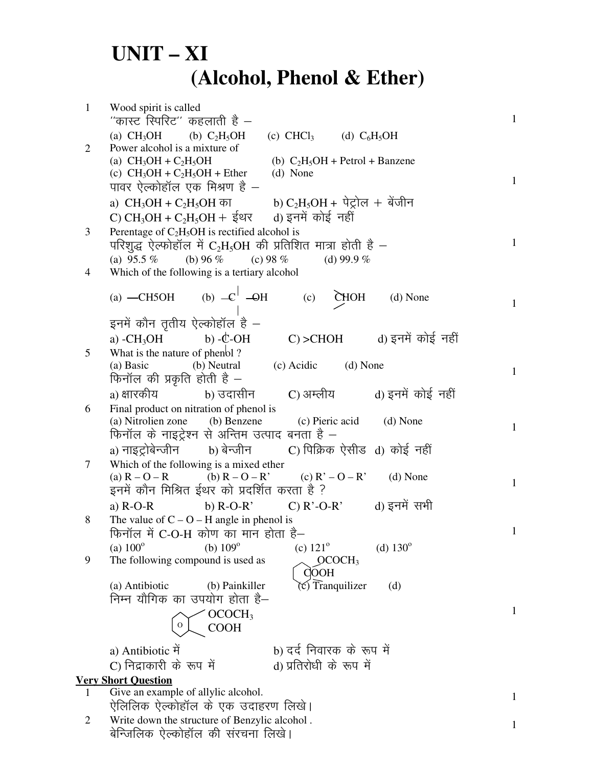# UNIT – XI

## (Alcohol, Phenol & Ether)

1. Wood spirit is called
   ''कास्ट स्पिरिट'' कहलाती है – **1**
   (a) $CH_3OH$ (b) $C_2H_5OH$ (c) $CHCl_3$ (d) $C_6H_5OH$

2. Power alcohol is a mixture of
   (a) $CH_3OH + C_2H_5OH$ (b) $C_2H_5OH$ + Petrol + Banzene
   (c) $CH_3OH + C_2H_5OH$ + Ether (d) None
   पावर ऐल्कोहॉल एक मिश्रण है – **1**
   a) $CH_3OH + C_2H_5OH$ का b) $C_2H_5OH$ + पेट्रोल + बेंजीन
   C) $CH_3OH + C_2H_5OH$ + ईथर d) इनमें कोई नहीं

3. Perentage of $C_2H_5OH$ is rectified alcohol is
   परिशुद्ध ऐल्फोहॉल में $C_2H_5OH$ की प्रतिशित मात्रा होती है – **1**
   (a) 95.5 % (b) 96 % (c) 98 % (d) 99.9 %

4. Which of the following is a tertiary alcohol
   (a) —CH5OH (b) —C(—)(—)—OH (c) >CHOH (d) None **1**
   इनमें कौन तृतीय ऐल्कोहॉल है –
   a) -$CH_3OH$ b) -C-OH C) >CHOH d) इनमें कोई नहीं

5. What is the nature of phenol ?
   (a) Basic (b) Neutral (c) Acidic (d) None **1**
   फिनॉल की प्रकृति होती है –
   a) क्षारकीय b) उदासीन C) अम्लीय d) इनमें कोई नहीं

6. Final product on nitration of phenol is
   (a) Nitrolien zone (b) Benzene (c) Pieric acid (d) None **1**
   फिनॉल के नाइट्रेशन से अन्तिम उत्पाद बनता है –
   a) नाइट्रोबेन्जीन b) बेन्जीन C) पिक्रिक ऐसीड d) कोई नहीं

7. Which of the following is a mixed ether
   (a) R – O – R (b) R – O – R' (c) R' – O – R' (d) None **1**
   इनमें कौन मिश्रित ईथर को प्रदर्शित करता है ?
   a) R-O-R b) R-O-R' C) R'-O-R' d) इनमें सभी

8. The value of C – O – H angle in phenol is
   फिनॉल में C-O-H कोण का मान होता है– **1**
   (a) $100^o$ (b) $109^o$ (c) $121^o$ (d) $130^o$

9. The following compound is used as (benzene ring with $OCOCH_3$ and COOH)
   (a) Antibiotic (b) Painkiller (c) Tranquilizer (d)
   निम्न यौगिक का उपयोग होता है– **1**
   (benzene ring with $OCOCH_3$ and COOH)
   a) Antibiotic में b) दर्द निवारक के रूप में
   C) निद्राकारी के रूप में d) प्रतिरोधी के रूप में

**Very Short Question**

1. Give an example of allylic alcohol.
   ऐलिलिक ऐल्कोहॉल के एक उदाहरण लिखे। **1**

2. Write down the structure of Benzylic alcohol .
   बेन्जिलिक ऐल्कोहॉल की संरचना लिखे। **1**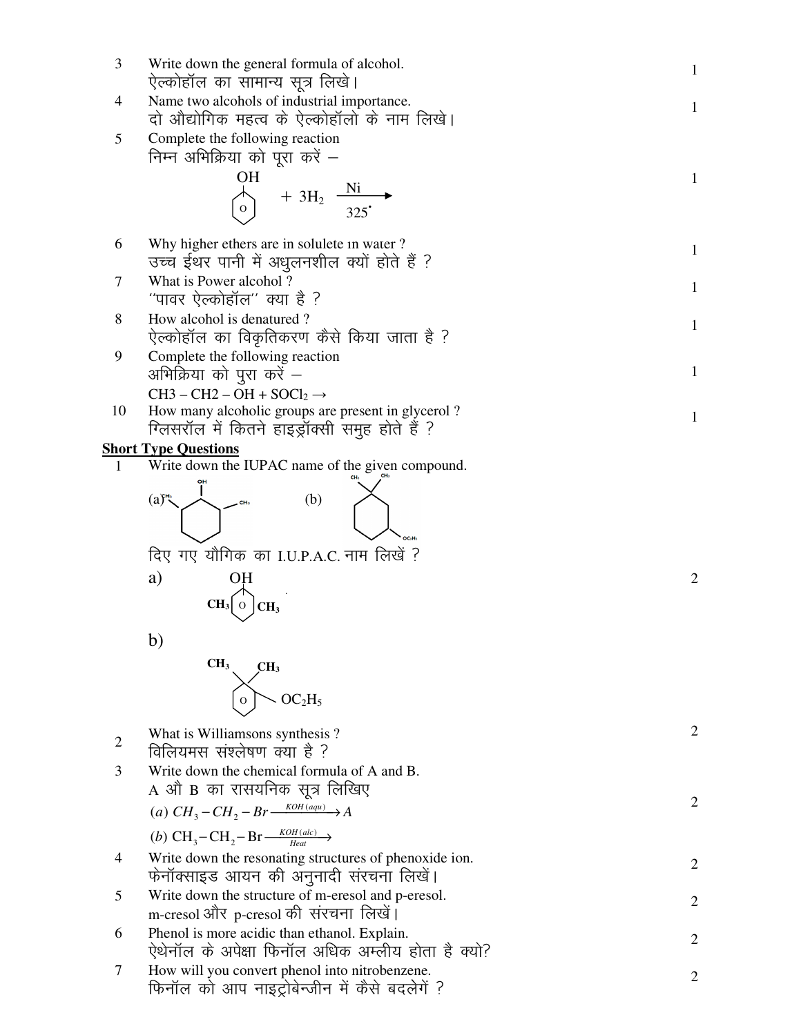3 Write down the general formula of alcohol. 1
ऐल्कोहॉल का सामान्य सूत्र लिखे।

4 Name two alcohols of industrial importance. 1
दो औद्योगिक महत्व के ऐल्कोहॉलो के नाम लिखे।

5 Complete the following reaction 1
निम्न अभिक्रिया को पूरा करें –

$$C_6H_5OH + 3H_2 \xrightarrow[325^\circ]{Ni}$$

6 Why higher ethers are in solulete in water ? 1
उच्च ईथर पानी में अधुलनशील क्यों होते हैं ?

7 What is Power alcohol ? 1
''पावर ऐल्कोहॉल'' क्या है ?

8 How alcohol is denatured ? 1
ऐल्कोहॉल का विकृतिकरण कैसे किया जाता है ?

9 Complete the following reaction 1
अभिक्रिया को पुरा करें –
$CH3 – CH2 – OH + SOCl_2 \rightarrow$

10 How many alcoholic groups are present in glycerol ? 1
ग्लिसरॉल में कितने हाइड्रॉक्सी समुह होते हैं ?

**Short Type Questions**

1 Write down the IUPAC name of the given compound. 2

(a) (cyclohexane ring with OH, and $CH_3$ on both adjacent carbons) (b) (cyclohexane ring with two $CH_3$ on one carbon and $OC_2H_5$)

दिए गए यौगिक का I.U.P.A.C. नाम लिखें ?

a) (ring with OH, $CH_3$, $CH_3$)

b) (ring with $CH_3$, $CH_3$, $OC_2H_5$)

2 What is Williamsons synthesis ? 2
विलियमस संश्लेषण क्या है ?

3 Write down the chemical formula of A and B. 2
A औ B का रासयनिक सूत्र लिखिए

(a) $CH_3 - CH_2 - Br \xrightarrow{KOH(aqu)} A$

(b) $CH_3 - CH_2 - Br \xrightarrow[Heat]{KOH(alc)}$

4 Write down the resonating structures of phenoxide ion. 2
फेनॉक्साइड आयन की अनुनादी संरचना लिखें।

5 Write down the structure of m-eresol and p-eresol. 2
m-cresol और p-cresol की संरचना लिखें।

6 Phenol is more acidic than ethanol. Explain. 2
ऐथेनॉल के अपेक्षा फिनॉल अधिक अम्लीय होता है क्यो?

7 How will you convert phenol into nitrobenzene. 2
फिनॉल को आप नाइट्रोबेन्जीन में कैसे बदलेगें ?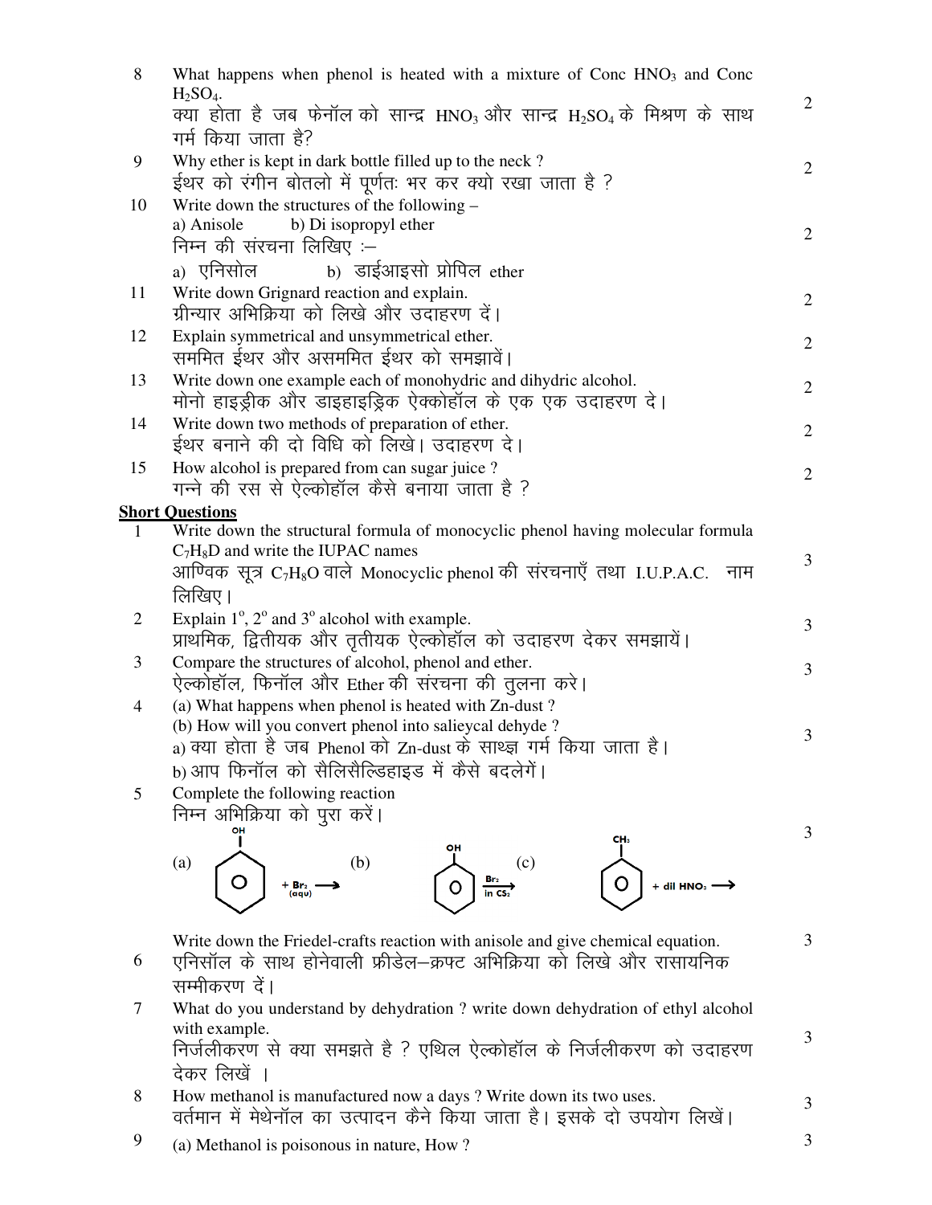8 What happens when phenol is heated with a mixture of Conc $HNO_3$ and Conc $H_2SO_4$.
क्या होता है जब फेनॉल को सान्द्र $HNO_3$ और सान्द्र $H_2SO_4$ के मिश्रण के साथ गर्म किया जाता है? — 2

9 Why ether is kept in dark bottle filled up to the neck ?
ईथर को रंगीन बोतलो में पूर्णतः भर कर क्यो रखा जाता है ? — 2

10 Write down the structures of the following –
a) Anisole b) Di isopropyl ether
निम्न की संरचना लिखिए :–
a) एनिसोल b) डाईआइसो प्रोपिल ether — 2

11 Write down Grignard reaction and explain.
ग्रीन्यार अभिक्रिया को लिखे और उदाहरण दें। — 2

12 Explain symmetrical and unsymmetrical ether.
सममित ईथर और असममित ईथर को समझावें। — 2

13 Write down one example each of monohydric and dihydric alcohol.
मोनो हाइड्रीक और डाइहाइड्रिक ऐक्कोहॉल के एक एक उदाहरण दे। — 2

14 Write down two methods of preparation of ether.
ईथर बनाने की दो विधि को लिखे। उदाहरण दे। — 2

15 How alcohol is prepared from can sugar juice ?
गन्ने की रस से ऐल्कोहॉल कैसे बनाया जाता है ? — 2

## Short Questions

1 Write down the structural formula of monocyclic phenol having molecular formula $C_7H_8D$ and write the IUPAC names
आण्विक सूत्र $C_7H_8O$ वाले Monocyclic phenol की संरचनाएँ तथा I.U.P.A.C. नाम लिखिए। — 3

2 Explain 1°, 2° and 3° alcohol with example.
प्राथमिक, द्वितीयक और तृतीयक ऐल्कोहॉल को उदाहरण देकर समझायें। — 3

3 Compare the structures of alcohol, phenol and ether.
ऐल्कोहॉल, फिनॉल और Ether की संरचना की तुलना करे। — 3

4 (a) What happens when phenol is heated with Zn-dust ?
(b) How will you convert phenol into salieycal dehyde ?
a) क्या होता है जब Phenol को Zn-dust के साथ्ज्ञ गर्म किया जाता है।
b) आप फिनॉल को सैलिसैल्डिहाइड में कैसे बदलेगें। — 3

5 Complete the following reaction
निम्न अभिक्रिया को पुरा करें। — 3

(a) Phenol (OH on benzene ring) $+ Br_{2\,(aqu)} \longrightarrow$ (b) Phenol $\xrightarrow{Br_2 \text{ in } CS_2}$ (c) Toluene ($CH_3$ on benzene ring) $+$ dil $HNO_3 \longrightarrow$

6 Write down the Friedel-crafts reaction with anisole and give chemical equation.
एनिसॉल के साथ होनेवाली फ्रीडेल–क्रफ्ट अभिक्रिया को लिखे और रासायनिक सम्मीकरण दें। — 3

7 What do you understand by dehydration ? write down dehydration of ethyl alcohol with example.
निर्जलीकरण से क्या समझते है ? एथिल ऐल्कोहॉल के निर्जलीकरण को उदाहरण देकर लिखें । — 3

8 How methanol is manufactured now a days ? Write down its two uses.
वर्तमान में मेथेनॉल का उत्पादन कैने किया जाता है। इसके दो उपयोग लिखें। — 3

9 (a) Methanol is poisonous in nature, How ? — 3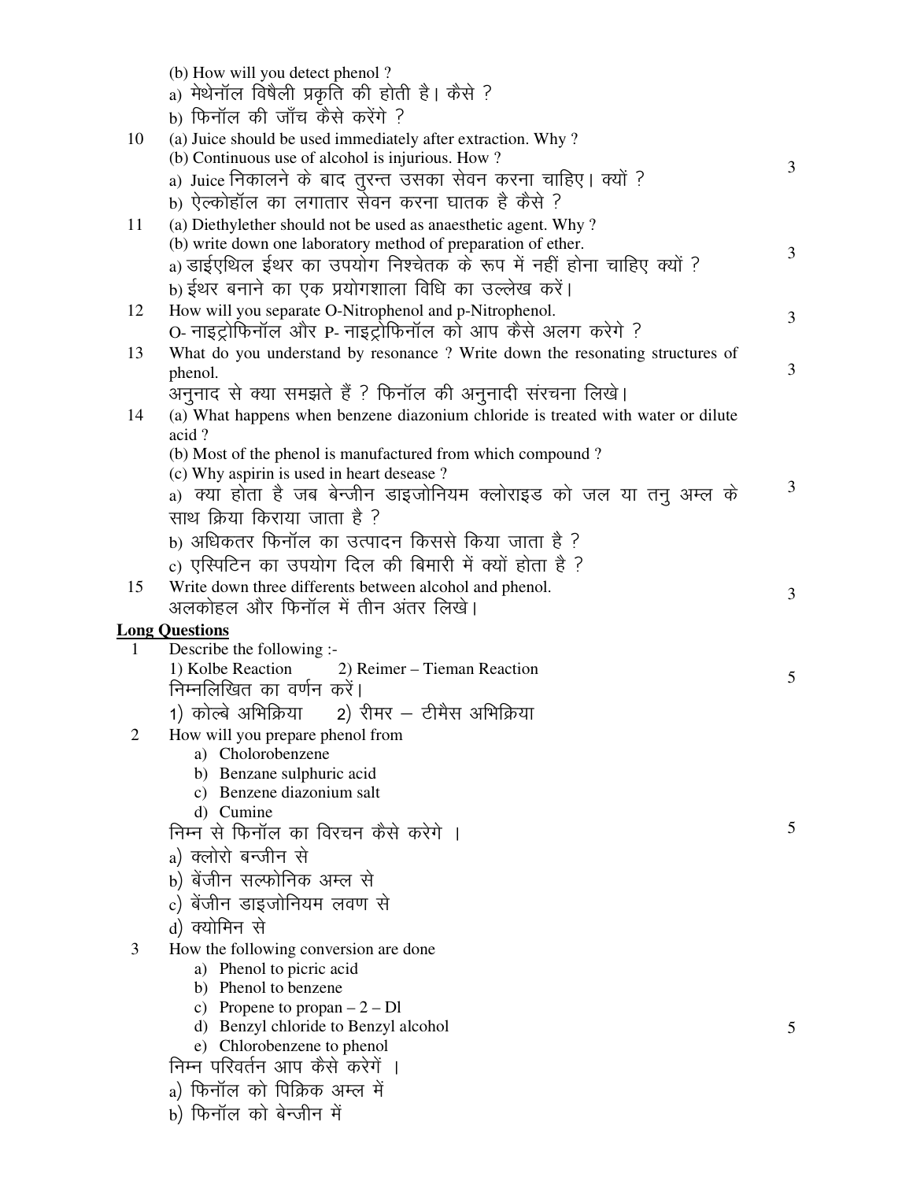(b) How will you detect phenol ?

a) मेथेनॉल विषैली प्रकृति की होती है। कैसे ?

b) फिनॉल की जाँच कैसे करेंगे ?

10 (a) Juice should be used immediately after extraction. Why ? — 3

(b) Continuous use of alcohol is injurious. How ?

a) Juice निकालने के बाद तुरन्त उसका सेवन करना चाहिए। क्यों ?

b) ऐल्कोहॉल का लगातार सेवन करना घातक है कैसे ?

11 (a) Diethylether should not be used as anaesthetic agent. Why ? — 3

(b) write down one laboratory method of preparation of ether.

a) डाईएथिल ईथर का उपयोग निश्चेतक के रूप में नहीं होना चाहिए क्यों ?

b) ईथर बनाने का एक प्रयोगशाला विधि का उल्लेख करें।

12 How will you separate O-Nitrophenol and p-Nitrophenol. — 3

O- नाइट्रोफिनॉल और P- नाइट्रोफिनॉल को आप कैसे अलग करेगे ?

13 What do you understand by resonance ? Write down the resonating structures of phenol. — 3

अनुनाद से क्या समझते हैं ? फिनॉल की अनुनादी संरचना लिखे।

14 (a) What happens when benzene diazonium chloride is treated with water or dilute acid ? — 3

(b) Most of the phenol is manufactured from which compound ?

(c) Why aspirin is used in heart desease ?

a) क्या होता है जब बेन्जीन डाइजोनियम क्लोराइड को जल या तनु अम्ल के साथ क्रिया किराया जाता है ?

b) अधिकतर फिनॉल का उत्पादन किससे किया जाता है ?

c) एस्पिटिन का उपयोग दिल की बिमारी में क्यों होता है ?

15 Write down three differents between alcohol and phenol. — 3

अलकोहल और फिनॉल में तीन अंतर लिखे।

**Long Questions**

1 Describe the following :- — 5

1) Kolbe Reaction 2) Reimer – Tieman Reaction

निम्नलिखित का वर्णन करें।

1) कोल्बे अभिक्रिया 2) रीमर – टीमैस अभिक्रिया

2 How will you prepare phenol from — 5

a) Cholorobenzene
b) Benzane sulphuric acid
c) Benzene diazonium salt
d) Cumine

निम्न से फिनॉल का विरचन कैसे करेगे ।

a) क्लोरो बन्जीन से
b) बेंजीन सल्फोनिक अम्ल से
c) बेंजीन डाइजोनियम लवण से
d) क्योमिन से

3 How the following conversion are done — 5

a) Phenol to picric acid
b) Phenol to benzene
c) Propene to propan – 2 – Dl
d) Benzyl chloride to Benzyl alcohol
e) Chlorobenzene to phenol

निम्न परिवर्तन आप कैसे करेगें ।

a) फिनॉल को पिक्रिक अम्ल में
b) फिनॉल को बेन्जीन में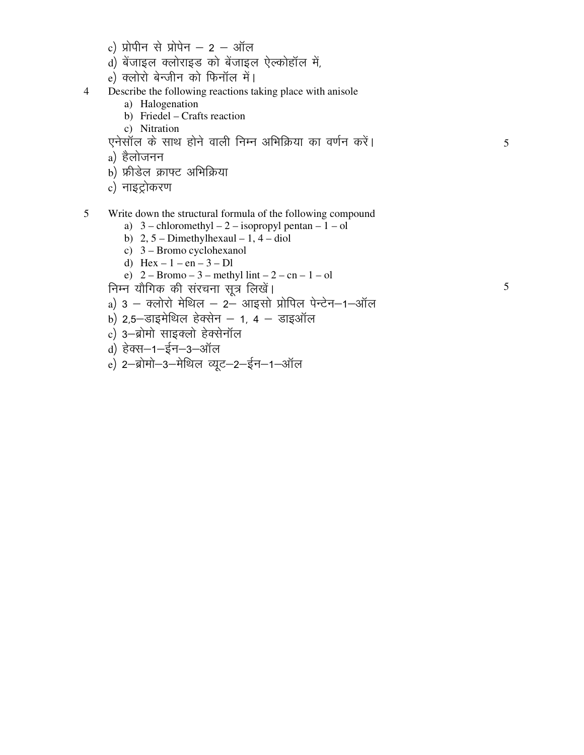c) प्रोपीन से प्रोपेन – 2 – ऑल

d) बेंजाइल क्लोराइड को बेंजाइल ऐल्कोहॉल में,

e) क्लोरो बेन्जीन को फिनॉल में।

4 Describe the following reactions taking place with anisole

a) Halogenation
b) Friedel – Crafts reaction
c) Nitration

एनेसॉल के साथ होने वाली निम्न अभिक्रिया का वर्णन करें। 5

a) हैलोजनन
b) फ्रीडेल क्राफ्ट अभिक्रिया
c) नाइट्रोकरण

5 Write down the structural formula of the following compound

a) 3 – chloromethyl – 2 – isopropyl pentan – 1 – ol
b) 2, 5 – Dimethylhexaul – 1, 4 – diol
c) 3 – Bromo cyclohexanol
d) Hex – 1 – en – 3 – Dl
e) 2 – Bromo – 3 – methyl lint – 2 – cn – 1 – ol

निम्न यौगिक की संरचना सूत्र लिखें। 5

a) 3 – क्लोरो मेथिल – 2– आइसो प्रोपिल पेन्टेन–1–ऑल
b) 2,5–डाइमेथिल हेक्सेन – 1, 4 – डाइऑल
c) 3–ब्रोमो साइक्लो हेक्सेनॉल
d) हेक्स–1–ईन–3–ऑल
e) 2–ब्रोमो–3–मेथिल ब्यूट–2–ईन–1–ऑल